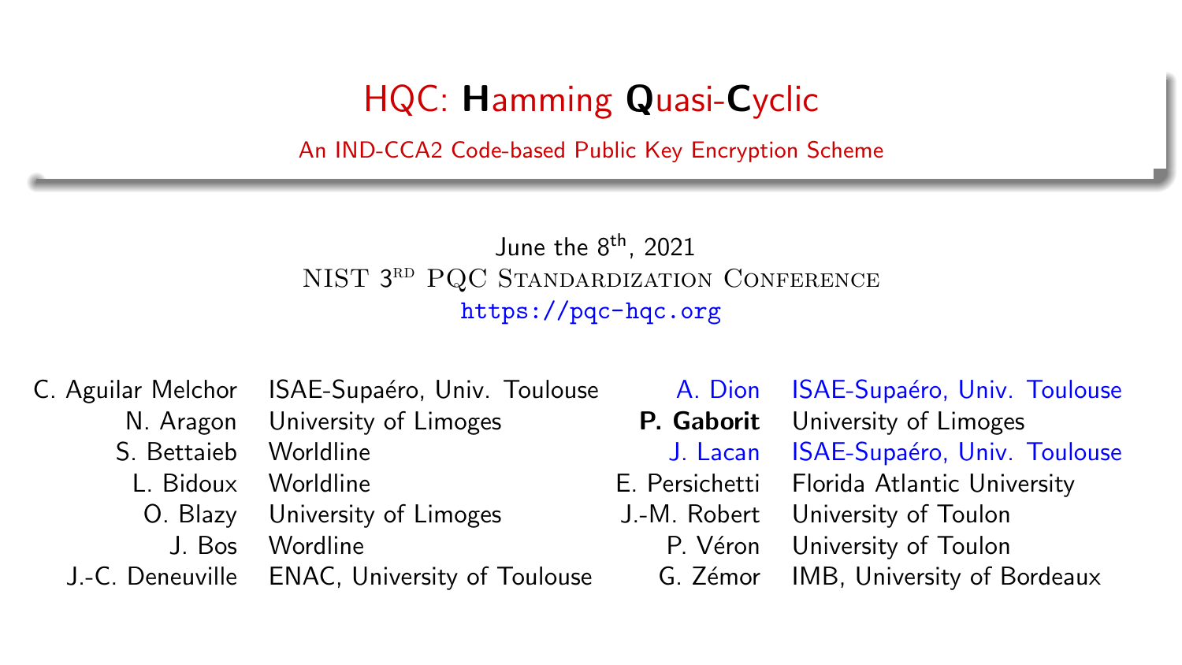# HQC: **H**amming **Q**uasi-**C**yclic

An IND-CCA2 Code-based Public Key Encryption Scheme

June the 8th, 2021

NIST 3RD PQC Standardization Conference

https://pqc-hqc.org

| | |
|---|---|
| C. Aguilar Melchor | ISAE-Supaéro, Univ. Toulouse |
| N. Aragon | University of Limoges |
| S. Bettaieb | Worldline |
| L. Bidoux | Worldline |
| O. Blazy | University of Limoges |
| J. Bos | Wordline |
| J.-C. Deneuville | ENAC, University of Toulouse |
| A. Dion | ISAE-Supaéro, Univ. Toulouse |
| **P. Gaborit** | University of Limoges |
| J. Lacan | ISAE-Supaéro, Univ. Toulouse |
| E. Persichetti | Florida Atlantic University |
| J.-M. Robert | University of Toulon |
| P. Véron | University of Toulon |
| G. Zémor | IMB, University of Bordeaux |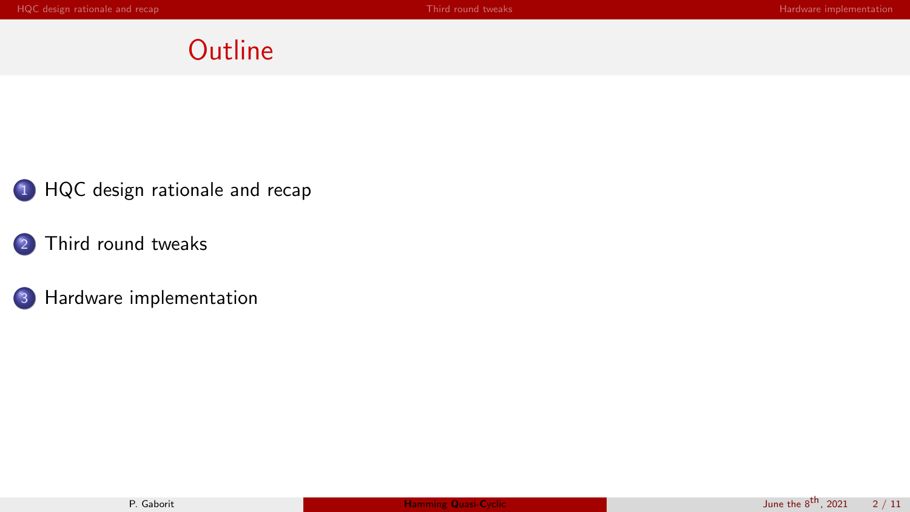# Outline

1. HQC design rationale and recap
2. Third round tweaks
3. Hardware implementation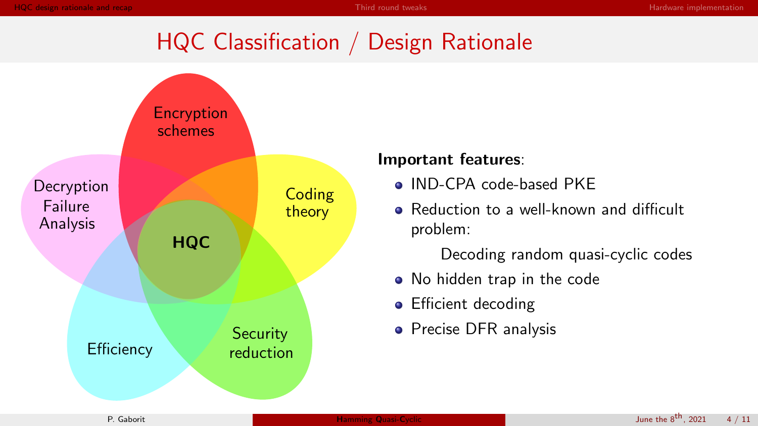# HQC Classification / Design Rationale

Encryption schemes

Decryption Failure Analysis

Coding theory

HQC

Efficiency

Security reduction

**Important features**:

- IND-CPA code-based PKE
- Reduction to a well-known and difficult problem:

  Decoding random quasi-cyclic codes
- No hidden trap in the code
- Efficient decoding
- Precise DFR analysis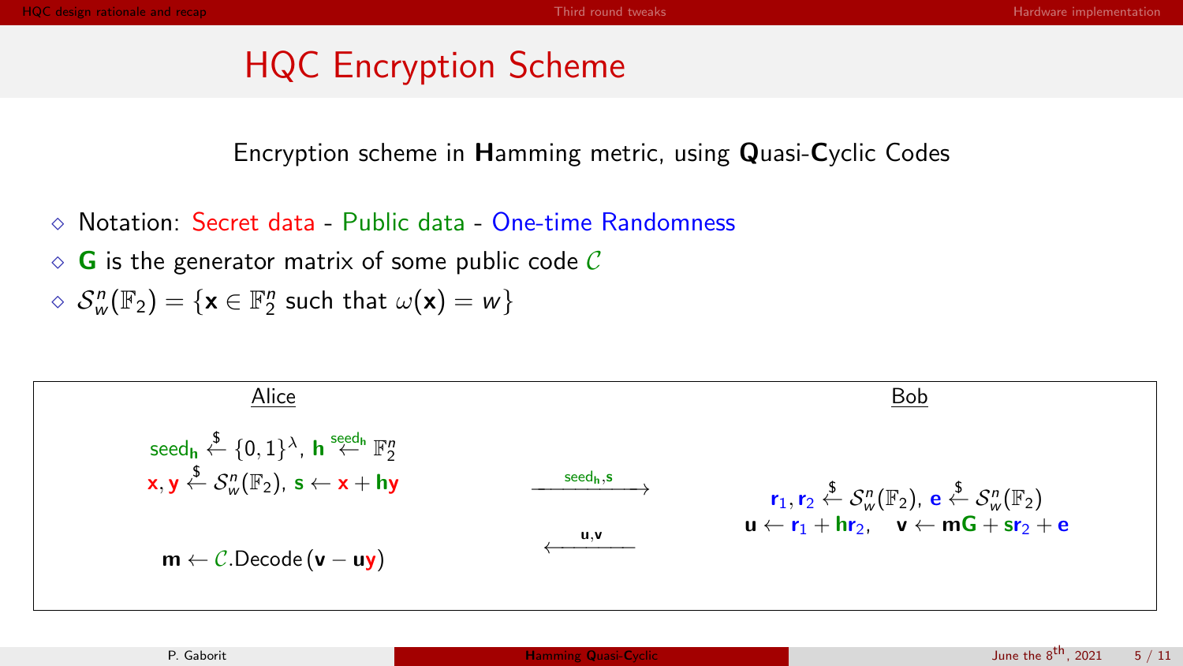# HQC Encryption Scheme

Encryption scheme in **H**amming metric, using **Q**uasi-**C**yclic Codes

- Notation: Secret data - Public data - One-time Randomness
- $\mathbf{G}$ is the generator matrix of some public code $\mathcal{C}$
- $\mathcal{S}_w^n(\mathbb{F}_2) = \{\mathbf{x} \in \mathbb{F}_2^n \text{ such that } \omega(\mathbf{x}) = w\}$

| Alice | | Bob |
|---|---|---|
| $\mathsf{seed}_\mathbf{h} \xleftarrow{\$} \{0,1\}^\lambda$, $\mathbf{h} \xleftarrow{\mathsf{seed}_\mathbf{h}} \mathbb{F}_2^n$ <br> $\mathbf{x}, \mathbf{y} \xleftarrow{\$} \mathcal{S}_w^n(\mathbb{F}_2)$, $\mathbf{s} \leftarrow \mathbf{x} + \mathbf{h}\mathbf{y}$ | $\xrightarrow{\mathsf{seed}_\mathbf{h}, \mathbf{s}}$ | |
| | | $\mathbf{r}_1, \mathbf{r}_2 \xleftarrow{\$} \mathcal{S}_w^n(\mathbb{F}_2)$, $\mathbf{e} \xleftarrow{\$} \mathcal{S}_w^n(\mathbb{F}_2)$ <br> $\mathbf{u} \leftarrow \mathbf{r}_1 + \mathbf{h}\mathbf{r}_2$, $\quad \mathbf{v} \leftarrow \mathbf{m}\mathbf{G} + \mathbf{s}\mathbf{r}_2 + \mathbf{e}$ |
| $\mathbf{m} \leftarrow \mathcal{C}.\text{Decode}(\mathbf{v} - \mathbf{u}\mathbf{y})$ | $\xleftarrow{\mathbf{u}, \mathbf{v}}$ | |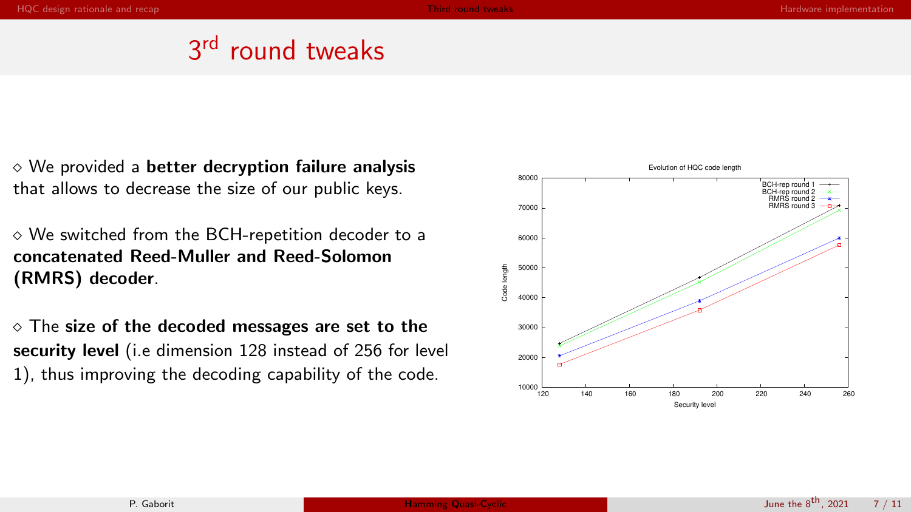# 3rd round tweaks

◇ We provided a **better decryption failure analysis** that allows to decrease the size of our public keys.

◇ We switched from the BCH-repetition decoder to a **concatenated Reed-Muller and Reed-Solomon (RMRS) decoder**.

◇ The **size of the decoded messages are set to the security level** (i.e dimension 128 instead of 256 for level 1), thus improving the decoding capability of the code.

Evolution of HQC code length

| Security level | BCH-rep round 1 | BCH-rep round 2 | RMRS round 2 | RMRS round 3 |
|---|---|---|---|---|
| 128 | ~24700 | ~24000 | ~20500 | ~17700 |
| 192 | ~46700 | ~45300 | ~39000 | ~35800 |
| 256 | ~71000 | ~69500 | ~60000 | ~57600 |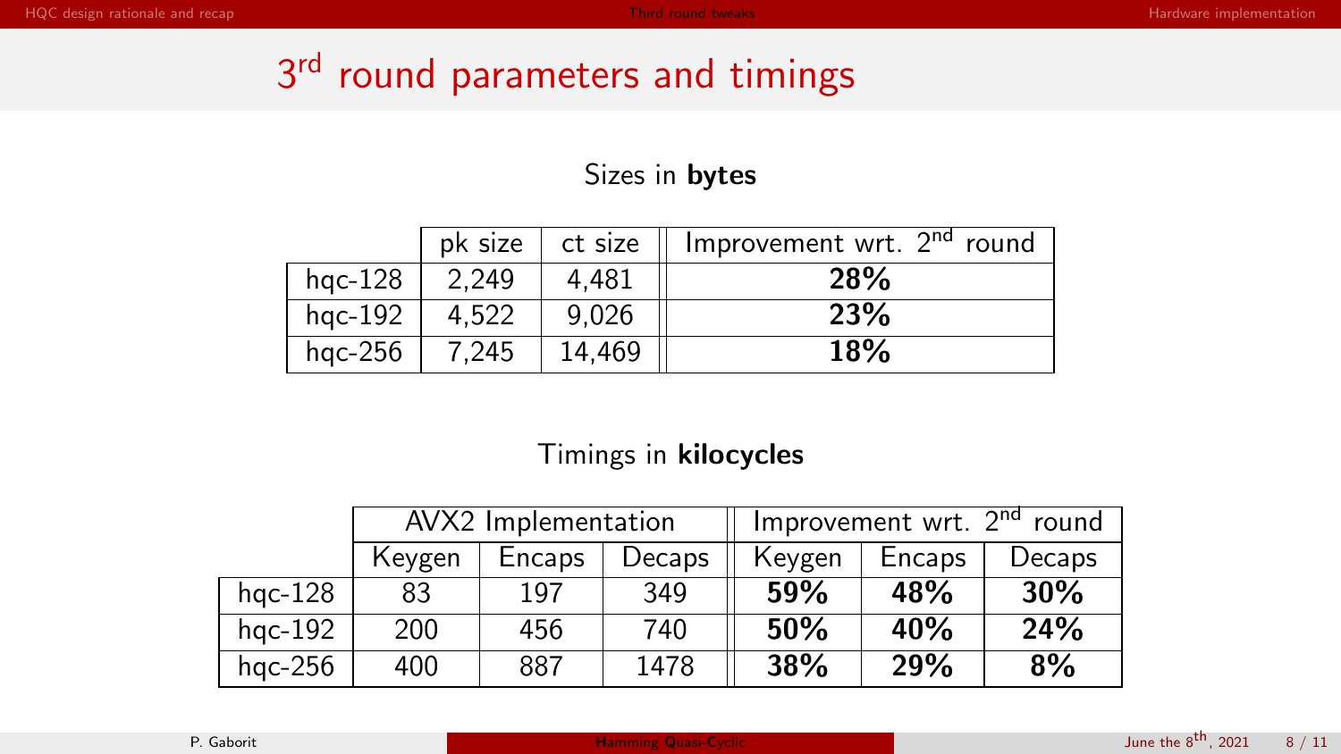# 3rd round parameters and timings

Sizes in **bytes**

| | pk size | ct size | Improvement wrt. 2nd round |
|---|---|---|---|
| hqc-128 | 2,249 | 4,481 | **28%** |
| hqc-192 | 4,522 | 9,026 | **23%** |
| hqc-256 | 7,245 | 14,469 | **18%** |

Timings in **kilocycles**

| | AVX2 Implementation | | | Improvement wrt. 2nd round | | |
|---|---|---|---|---|---|---|
| | Keygen | Encaps | Decaps | Keygen | Encaps | Decaps |
| hqc-128 | 83 | 197 | 349 | **59%** | **48%** | **30%** |
| hqc-192 | 200 | 456 | 740 | **50%** | **40%** | **24%** |
| hqc-256 | 400 | 887 | 1478 | **38%** | **29%** | **8%** |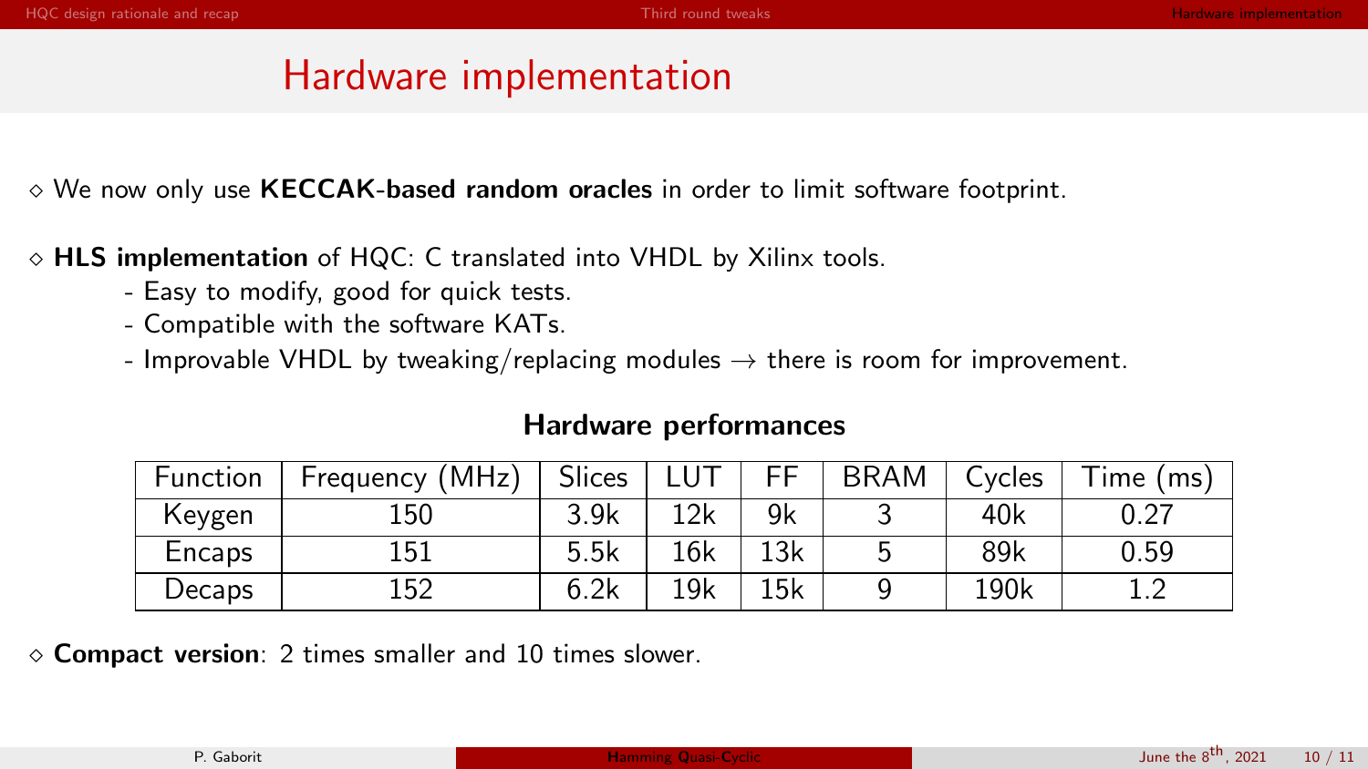# Hardware implementation

- We now only use **KECCAK-based random oracles** in order to limit software footprint.
- **HLS implementation** of HQC: C translated into VHDL by Xilinx tools.
  - Easy to modify, good for quick tests.
  - Compatible with the software KATs.
  - Improvable VHDL by tweaking/replacing modules → there is room for improvement.

**Hardware performances**

| Function | Frequency (MHz) | Slices | LUT | FF | BRAM | Cycles | Time (ms) |
|---|---|---|---|---|---|---|---|
| Keygen | 150 | 3.9k | 12k | 9k | 3 | 40k | 0.27 |
| Encaps | 151 | 5.5k | 16k | 13k | 5 | 89k | 0.59 |
| Decaps | 152 | 6.2k | 19k | 15k | 9 | 190k | 1.2 |

- **Compact version**: 2 times smaller and 10 times slower.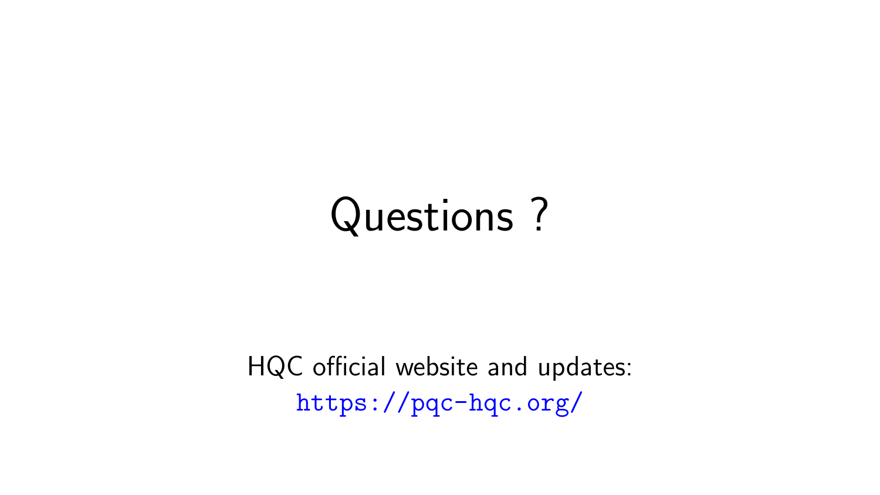# Questions ?

HQC official website and updates:
https://pqc-hqc.org/